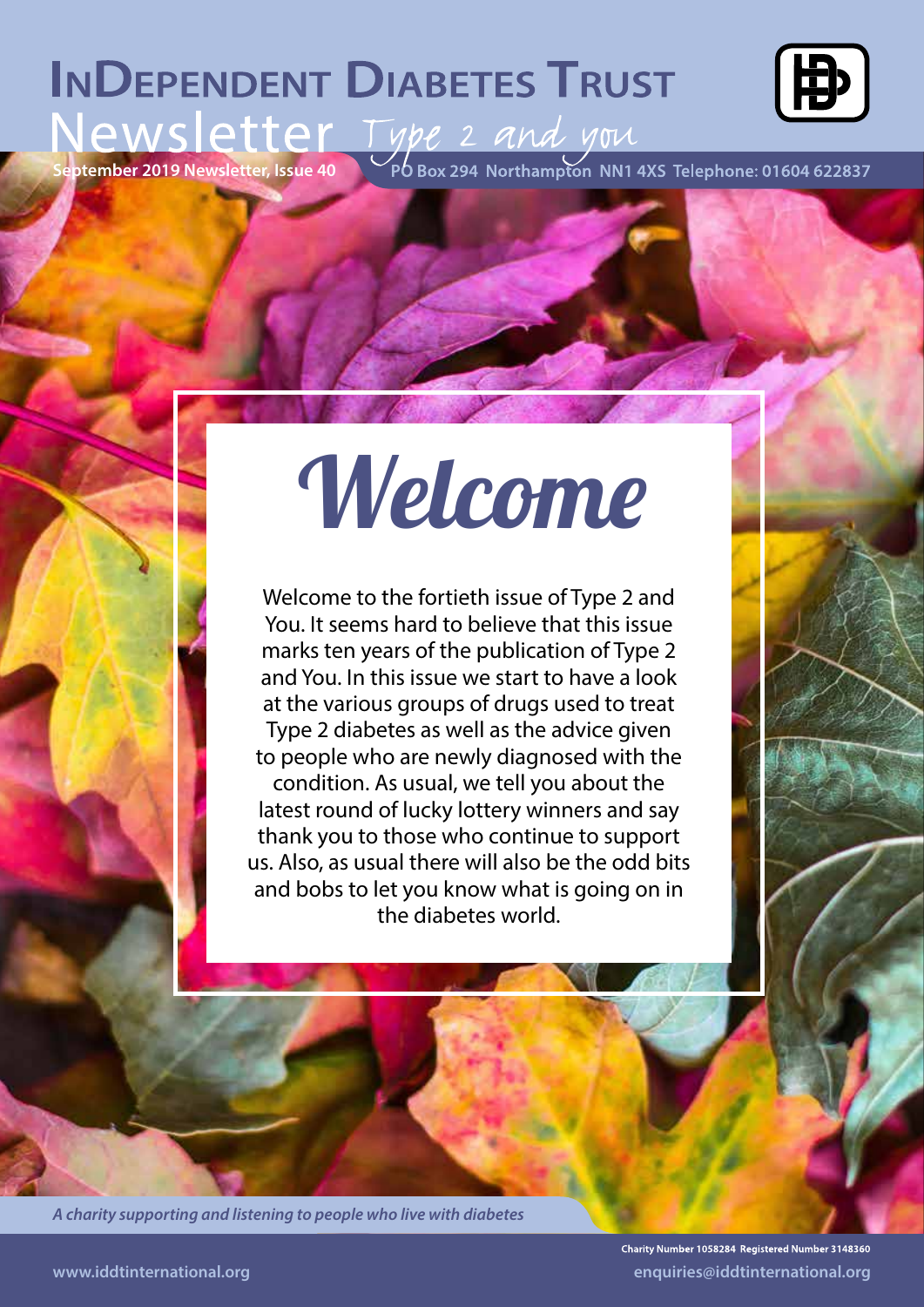# InDependent Diabetes Trust

## Newsletter *Type 2 and you*

**September 2019 Newsletter, Issue 40**

**PO Box 294 Northampton NN1 4XS Telephone: 01604 622837**

# *Welcome*

Welcome to the fortieth issue of Type 2 and You. It seems hard to believe that this issue marks ten years of the publication of Type 2 and You. In this issue we start to have a look at the various groups of drugs used to treat Type 2 diabetes as well as the advice given to people who are newly diagnosed with the condition. As usual, we tell you about the latest round of lucky lottery winners and say thank you to those who continue to support us. Also, as usual there will also be the odd bits and bobs to let you know what is going on in the diabetes world.

***A charity supporting and listening to people who live with diabetes***

**Charity Number 1058284 Registered Number 3148360**

**www.iddtinternational.org**

**enquiries@iddtinternational.org**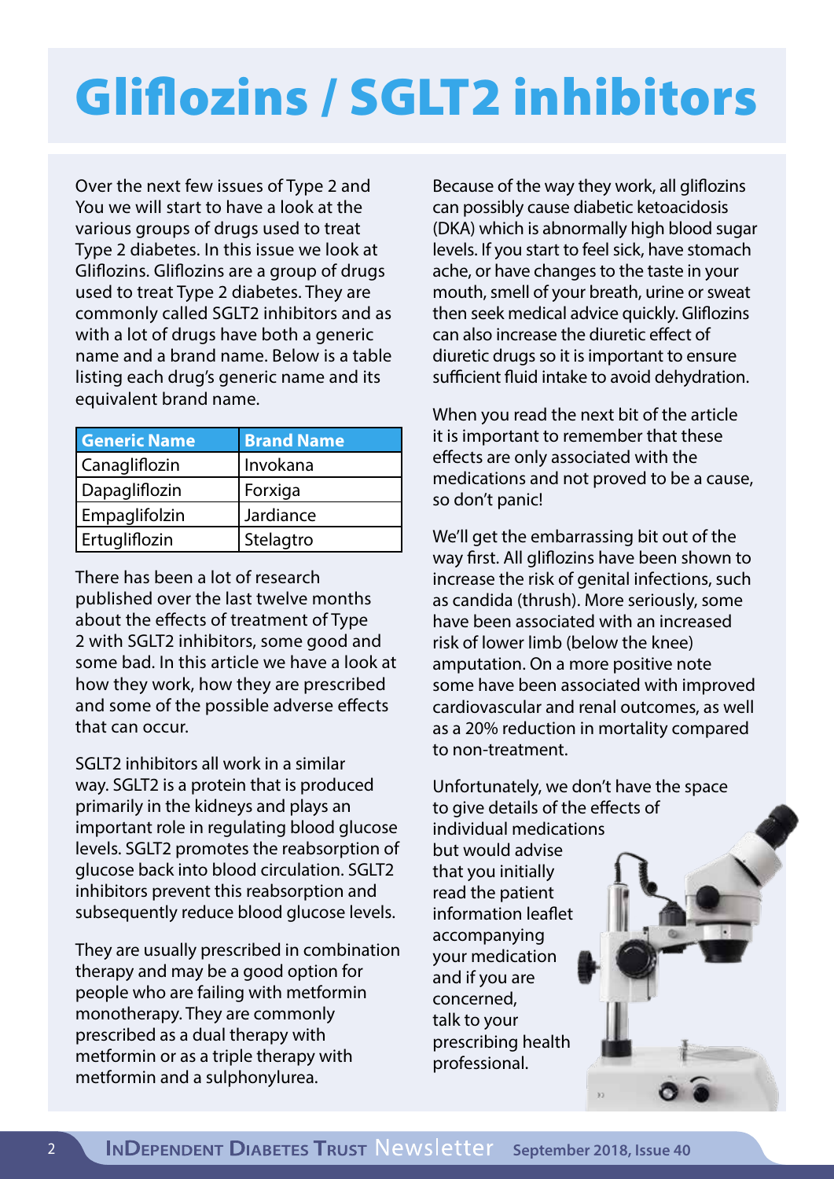# Gliflozins / SGLT2 inhibitors

Over the next few issues of Type 2 and You we will start to have a look at the various groups of drugs used to treat Type 2 diabetes. In this issue we look at Gliflozins. Gliflozins are a group of drugs used to treat Type 2 diabetes. They are commonly called SGLT2 inhibitors and as with a lot of drugs have both a generic name and a brand name. Below is a table listing each drug's generic name and its equivalent brand name.

| Generic Name | Brand Name |
|---|---|
| Canagliflozin | Invokana |
| Dapagliflozin | Forxiga |
| Empaglifolzin | Jardiance |
| Ertugliflozin | Stelagtro |

There has been a lot of research published over the last twelve months about the effects of treatment of Type 2 with SGLT2 inhibitors, some good and some bad. In this article we have a look at how they work, how they are prescribed and some of the possible adverse effects that can occur.

SGLT2 inhibitors all work in a similar way. SGLT2 is a protein that is produced primarily in the kidneys and plays an important role in regulating blood glucose levels. SGLT2 promotes the reabsorption of glucose back into blood circulation. SGLT2 inhibitors prevent this reabsorption and subsequently reduce blood glucose levels.

They are usually prescribed in combination therapy and may be a good option for people who are failing with metformin monotherapy. They are commonly prescribed as a dual therapy with metformin or as a triple therapy with metformin and a sulphonylurea.

Because of the way they work, all gliflozins can possibly cause diabetic ketoacidosis (DKA) which is abnormally high blood sugar levels. If you start to feel sick, have stomach ache, or have changes to the taste in your mouth, smell of your breath, urine or sweat then seek medical advice quickly. Gliflozins can also increase the diuretic effect of diuretic drugs so it is important to ensure sufficient fluid intake to avoid dehydration.

When you read the next bit of the article it is important to remember that these effects are only associated with the medications and not proved to be a cause, so don't panic!

We'll get the embarrassing bit out of the way first. All gliflozins have been shown to increase the risk of genital infections, such as candida (thrush). More seriously, some have been associated with an increased risk of lower limb (below the knee) amputation. On a more positive note some have been associated with improved cardiovascular and renal outcomes, as well as a 20% reduction in mortality compared to non-treatment.

Unfortunately, we don't have the space to give details of the effects of individual medications but would advise that you initially read the patient information leaflet accompanying your medication and if you are concerned, talk to your prescribing health professional.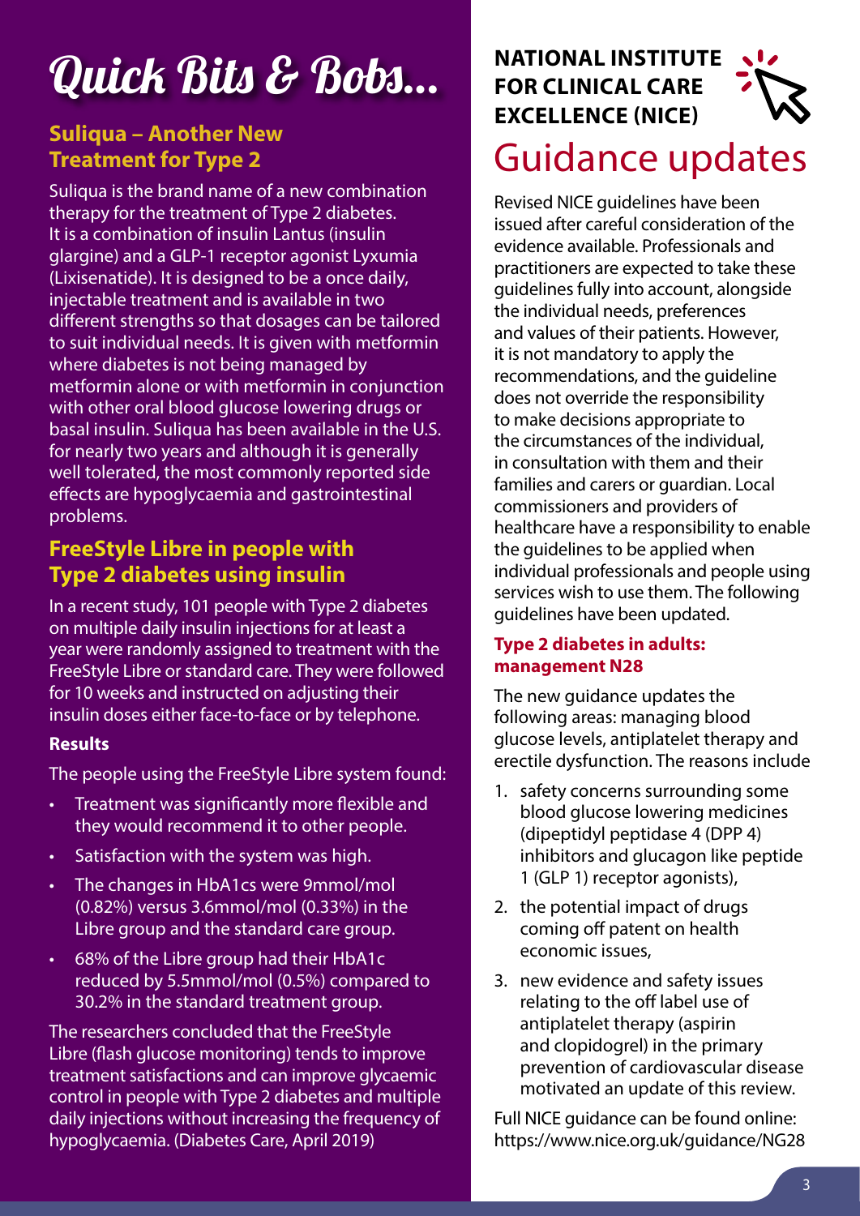# Quick Bits & Bobs...

## Suliqua – Another New Treatment for Type 2

Suliqua is the brand name of a new combination therapy for the treatment of Type 2 diabetes. It is a combination of insulin Lantus (insulin glargine) and a GLP-1 receptor agonist Lyxumia (Lixisenatide). It is designed to be a once daily, injectable treatment and is available in two different strengths so that dosages can be tailored to suit individual needs. It is given with metformin where diabetes is not being managed by metformin alone or with metformin in conjunction with other oral blood glucose lowering drugs or basal insulin. Suliqua has been available in the U.S. for nearly two years and although it is generally well tolerated, the most commonly reported side effects are hypoglycaemia and gastrointestinal problems.

## FreeStyle Libre in people with Type 2 diabetes using insulin

In a recent study, 101 people with Type 2 diabetes on multiple daily insulin injections for at least a year were randomly assigned to treatment with the FreeStyle Libre or standard care. They were followed for 10 weeks and instructed on adjusting their insulin doses either face-to-face or by telephone.

**Results**

The people using the FreeStyle Libre system found:

- Treatment was significantly more flexible and they would recommend it to other people.
- Satisfaction with the system was high.
- The changes in HbA1cs were 9mmol/mol (0.82%) versus 3.6mmol/mol (0.33%) in the Libre group and the standard care group.
- 68% of the Libre group had their HbA1c reduced by 5.5mmol/mol (0.5%) compared to 30.2% in the standard treatment group.

The researchers concluded that the FreeStyle Libre (flash glucose monitoring) tends to improve treatment satisfactions and can improve glycaemic control in people with Type 2 diabetes and multiple daily injections without increasing the frequency of hypoglycaemia. (Diabetes Care, April 2019)

## NATIONAL INSTITUTE FOR CLINICAL CARE EXCELLENCE (NICE)

# Guidance updates

Revised NICE guidelines have been issued after careful consideration of the evidence available. Professionals and practitioners are expected to take these guidelines fully into account, alongside the individual needs, preferences and values of their patients. However, it is not mandatory to apply the recommendations, and the guideline does not override the responsibility to make decisions appropriate to the circumstances of the individual, in consultation with them and their families and carers or guardian. Local commissioners and providers of healthcare have a responsibility to enable the guidelines to be applied when individual professionals and people using services wish to use them. The following guidelines have been updated.

### Type 2 diabetes in adults: management N28

The new guidance updates the following areas: managing blood glucose levels, antiplatelet therapy and erectile dysfunction. The reasons include

1. safety concerns surrounding some blood glucose lowering medicines (dipeptidyl peptidase 4 (DPP 4) inhibitors and glucagon like peptide 1 (GLP 1) receptor agonists),
2. the potential impact of drugs coming off patent on health economic issues,
3. new evidence and safety issues relating to the off label use of antiplatelet therapy (aspirin and clopidogrel) in the primary prevention of cardiovascular disease motivated an update of this review.

Full NICE guidance can be found online: https://www.nice.org.uk/guidance/NG28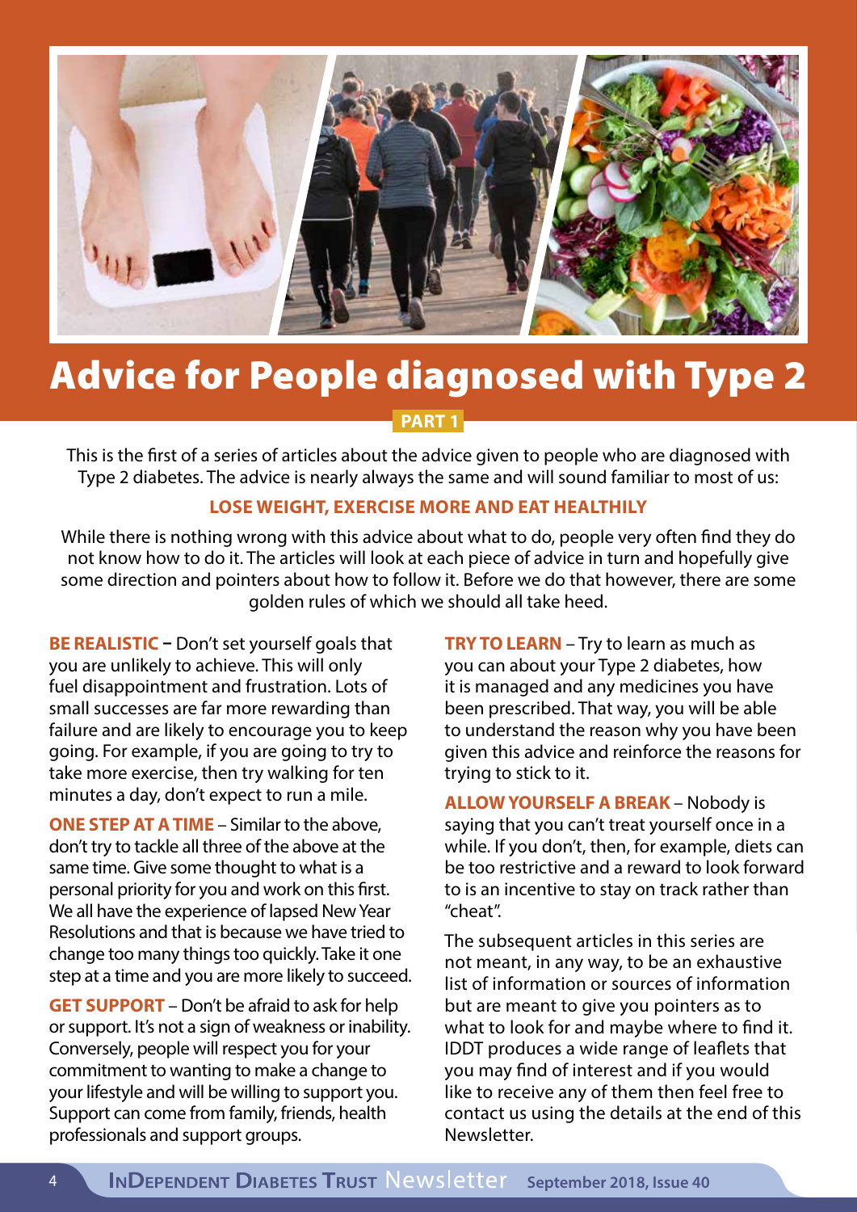# Advice for People diagnosed with Type 2

**PART 1**

This is the first of a series of articles about the advice given to people who are diagnosed with Type 2 diabetes. The advice is nearly always the same and will sound familiar to most of us:

**LOSE WEIGHT, EXERCISE MORE AND EAT HEALTHILY**

While there is nothing wrong with this advice about what to do, people very often find they do not know how to do it. The articles will look at each piece of advice in turn and hopefully give some direction and pointers about how to follow it. Before we do that however, there are some golden rules of which we should all take heed.

**BE REALISTIC** – Don't set yourself goals that you are unlikely to achieve. This will only fuel disappointment and frustration. Lots of small successes are far more rewarding than failure and are likely to encourage you to keep going. For example, if you are going to try to take more exercise, then try walking for ten minutes a day, don't expect to run a mile.

**ONE STEP AT A TIME** – Similar to the above, don't try to tackle all three of the above at the same time. Give some thought to what is a personal priority for you and work on this first. We all have the experience of lapsed New Year Resolutions and that is because we have tried to change too many things too quickly. Take it one step at a time and you are more likely to succeed.

**GET SUPPORT** – Don't be afraid to ask for help or support. It's not a sign of weakness or inability. Conversely, people will respect you for your commitment to wanting to make a change to your lifestyle and will be willing to support you. Support can come from family, friends, health professionals and support groups.

**TRY TO LEARN** – Try to learn as much as you can about your Type 2 diabetes, how it is managed and any medicines you have been prescribed. That way, you will be able to understand the reason why you have been given this advice and reinforce the reasons for trying to stick to it.

**ALLOW YOURSELF A BREAK** – Nobody is saying that you can't treat yourself once in a while. If you don't, then, for example, diets can be too restrictive and a reward to look forward to is an incentive to stay on track rather than "cheat".

The subsequent articles in this series are not meant, in any way, to be an exhaustive list of information or sources of information but are meant to give you pointers as to what to look for and maybe where to find it. IDDT produces a wide range of leaflets that you may find of interest and if you would like to receive any of them then feel free to contact us using the details at the end of this Newsletter.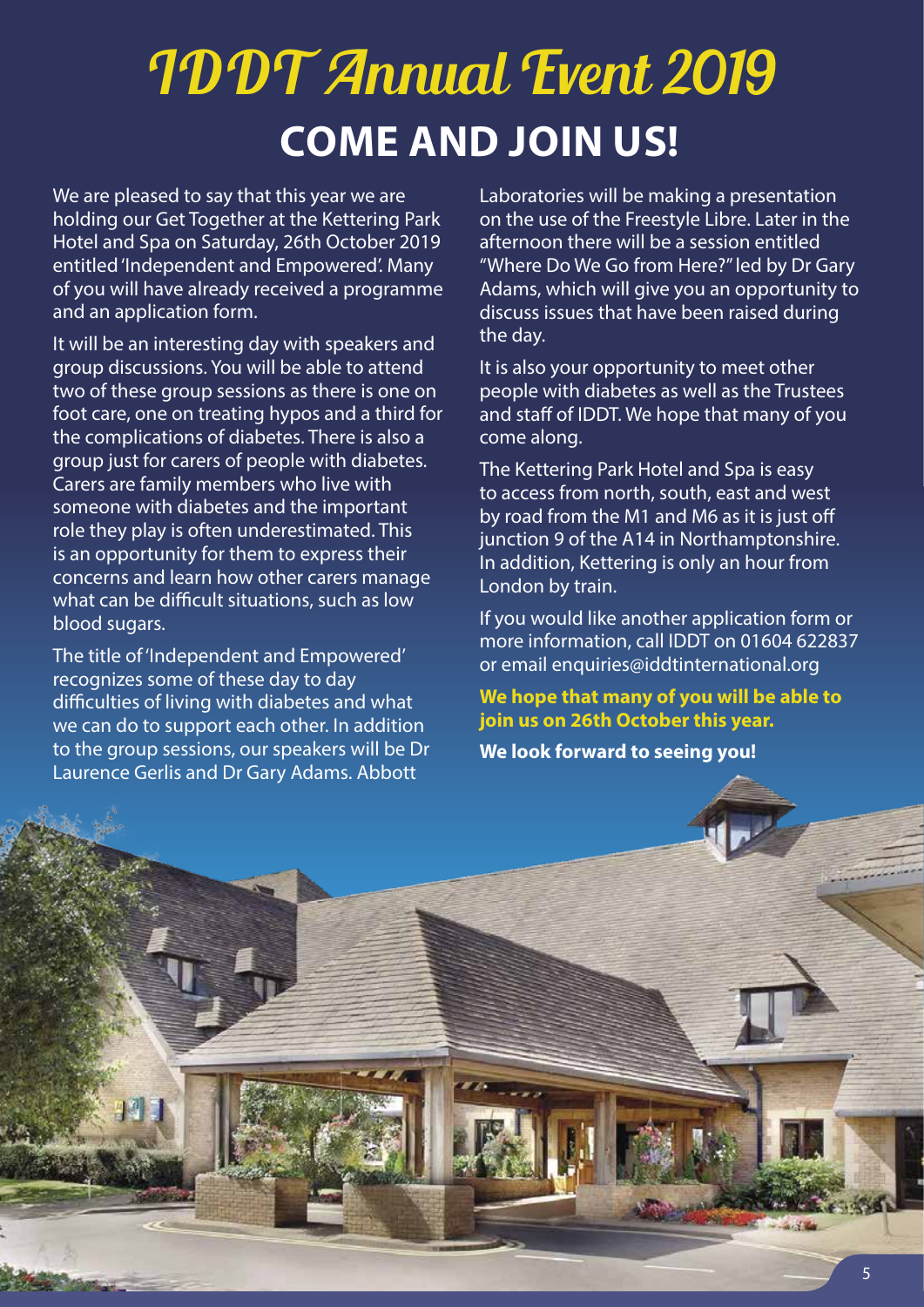# IDDT Annual Event 2019

## COME AND JOIN US!

We are pleased to say that this year we are holding our Get Together at the Kettering Park Hotel and Spa on Saturday, 26th October 2019 entitled 'Independent and Empowered'. Many of you will have already received a programme and an application form.

It will be an interesting day with speakers and group discussions. You will be able to attend two of these group sessions as there is one on foot care, one on treating hypos and a third for the complications of diabetes. There is also a group just for carers of people with diabetes. Carers are family members who live with someone with diabetes and the important role they play is often underestimated. This is an opportunity for them to express their concerns and learn how other carers manage what can be difficult situations, such as low blood sugars.

The title of 'Independent and Empowered' recognizes some of these day to day difficulties of living with diabetes and what we can do to support each other. In addition to the group sessions, our speakers will be Dr Laurence Gerlis and Dr Gary Adams. Abbott Laboratories will be making a presentation on the use of the Freestyle Libre. Later in the afternoon there will be a session entitled "Where Do We Go from Here?" led by Dr Gary Adams, which will give you an opportunity to discuss issues that have been raised during the day.

It is also your opportunity to meet other people with diabetes as well as the Trustees and staff of IDDT. We hope that many of you come along.

The Kettering Park Hotel and Spa is easy to access from north, south, east and west by road from the M1 and M6 as it is just off junction 9 of the A14 in Northamptonshire. In addition, Kettering is only an hour from London by train.

If you would like another application form or more information, call IDDT on 01604 622837 or email enquiries@iddtinternational.org

**We hope that many of you will be able to join us on 26th October this year.**

**We look forward to seeing you!**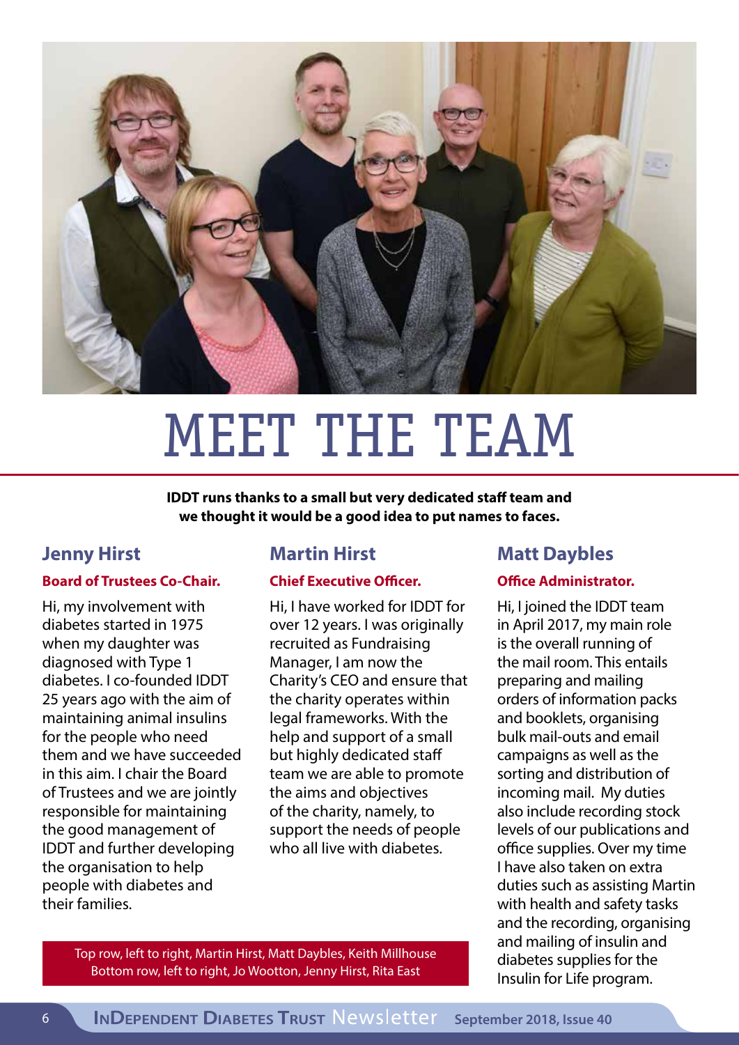# MEET THE TEAM

**IDDT runs thanks to a small but very dedicated staff team and we thought it would be a good idea to put names to faces.**

## Jenny Hirst

**Board of Trustees Co-Chair.**

Hi, my involvement with diabetes started in 1975 when my daughter was diagnosed with Type 1 diabetes. I co-founded IDDT 25 years ago with the aim of maintaining animal insulins for the people who need them and we have succeeded in this aim. I chair the Board of Trustees and we are jointly responsible for maintaining the good management of IDDT and further developing the organisation to help people with diabetes and their families.

## Martin Hirst

**Chief Executive Officer.**

Hi, I have worked for IDDT for over 12 years. I was originally recruited as Fundraising Manager, I am now the Charity's CEO and ensure that the charity operates within legal frameworks. With the help and support of a small but highly dedicated staff team we are able to promote the aims and objectives of the charity, namely, to support the needs of people who all live with diabetes.

## Matt Daybles

**Office Administrator.**

Hi, I joined the IDDT team in April 2017, my main role is the overall running of the mail room. This entails preparing and mailing orders of information packs and booklets, organising bulk mail-outs and email campaigns as well as the sorting and distribution of incoming mail. My duties also include recording stock levels of our publications and office supplies. Over my time I have also taken on extra duties such as assisting Martin with health and safety tasks and the recording, organising and mailing of insulin and diabetes supplies for the Insulin for Life program.

Top row, left to right, Martin Hirst, Matt Daybles, Keith Millhouse
Bottom row, left to right, Jo Wootton, Jenny Hirst, Rita East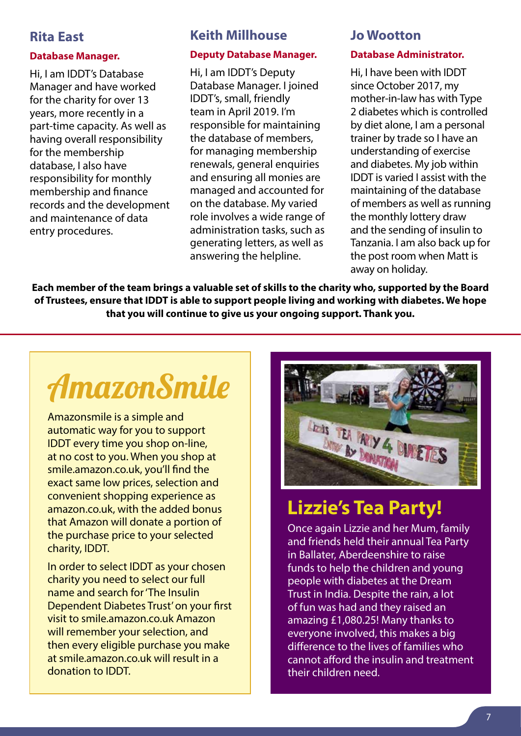## Rita East

**Database Manager.**

Hi, I am IDDT's Database Manager and have worked for the charity for over 13 years, more recently in a part-time capacity. As well as having overall responsibility for the membership database, I also have responsibility for monthly membership and finance records and the development and maintenance of data entry procedures.

## Keith Millhouse

**Deputy Database Manager.**

Hi, I am IDDT's Deputy Database Manager. I joined IDDT's, small, friendly team in April 2019. I'm responsible for maintaining the database of members, for managing membership renewals, general enquiries and ensuring all monies are managed and accounted for on the database. My varied role involves a wide range of administration tasks, such as generating letters, as well as answering the helpline.

## Jo Wootton

**Database Administrator.**

Hi, I have been with IDDT since October 2017, my mother-in-law has with Type 2 diabetes which is controlled by diet alone, I am a personal trainer by trade so I have an understanding of exercise and diabetes. My job within IDDT is varied I assist with the maintaining of the database of members as well as running the monthly lottery draw and the sending of insulin to Tanzania. I am also back up for the post room when Matt is away on holiday.

**Each member of the team brings a valuable set of skills to the charity who, supported by the Board of Trustees, ensure that IDDT is able to support people living and working with diabetes. We hope that you will continue to give us your ongoing support. Thank you.**

---

# AmazonSmile

Amazonsmile is a simple and automatic way for you to support IDDT every time you shop on-line, at no cost to you. When you shop at smile.amazon.co.uk, you'll find the exact same low prices, selection and convenient shopping experience as amazon.co.uk, with the added bonus that Amazon will donate a portion of the purchase price to your selected charity, IDDT.

In order to select IDDT as your chosen charity you need to select our full name and search for 'The Insulin Dependent Diabetes Trust' on your first visit to smile.amazon.co.uk Amazon will remember your selection, and then every eligible purchase you make at smile.amazon.co.uk will result in a donation to IDDT.

# Lizzie's Tea Party!

Once again Lizzie and her Mum, family and friends held their annual Tea Party in Ballater, Aberdeenshire to raise funds to help the children and young people with diabetes at the Dream Trust in India. Despite the rain, a lot of fun was had and they raised an amazing £1,080.25! Many thanks to everyone involved, this makes a big difference to the lives of families who cannot afford the insulin and treatment their children need.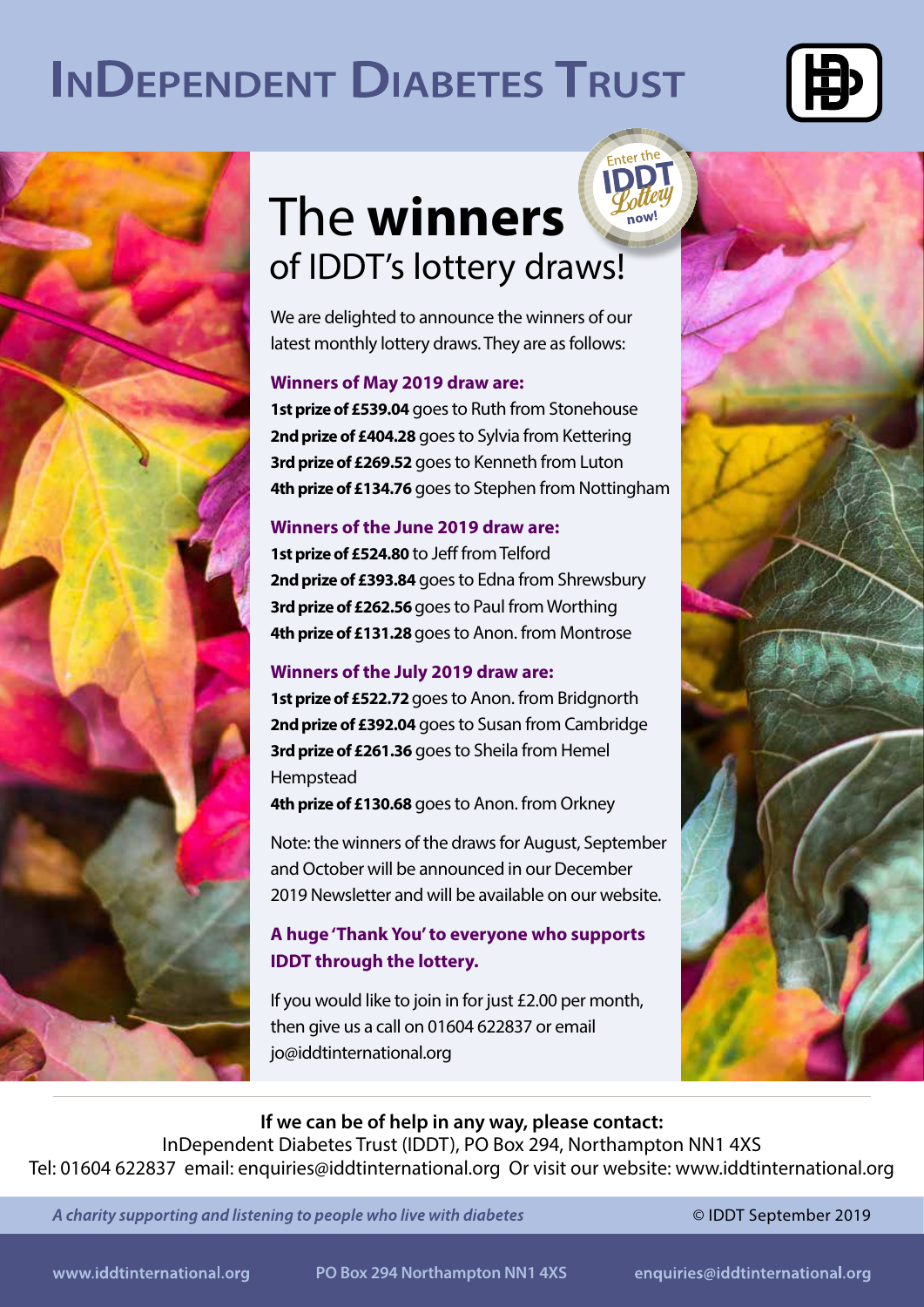# InDependent Diabetes Trust

Enter the IDDT Lottery now!

## The **winners** of IDDT's lottery draws!

We are delighted to announce the winners of our latest monthly lottery draws. They are as follows:

**Winners of May 2019 draw are:**

**1st prize of £539.04** goes to Ruth from Stonehouse
**2nd prize of £404.28** goes to Sylvia from Kettering
**3rd prize of £269.52** goes to Kenneth from Luton
**4th prize of £134.76** goes to Stephen from Nottingham

**Winners of the June 2019 draw are:**

**1st prize of £524.80** to Jeff from Telford
**2nd prize of £393.84** goes to Edna from Shrewsbury
**3rd prize of £262.56** goes to Paul from Worthing
**4th prize of £131.28** goes to Anon. from Montrose

**Winners of the July 2019 draw are:**

**1st prize of £522.72** goes to Anon. from Bridgnorth
**2nd prize of £392.04** goes to Susan from Cambridge
**3rd prize of £261.36** goes to Sheila from Hemel Hempstead
**4th prize of £130.68** goes to Anon. from Orkney

Note: the winners of the draws for August, September and October will be announced in our December 2019 Newsletter and will be available on our website.

**A huge 'Thank You' to everyone who supports IDDT through the lottery.**

If you would like to join in for just £2.00 per month, then give us a call on 01604 622837 or email jo@iddtinternational.org

**If we can be of help in any way, please contact:**
InDependent Diabetes Trust (IDDT), PO Box 294, Northampton NN1 4XS
Tel: 01604 622837 email: enquiries@iddtinternational.org Or visit our website: www.iddtinternational.org

*A charity supporting and listening to people who live with diabetes*

© IDDT September 2019